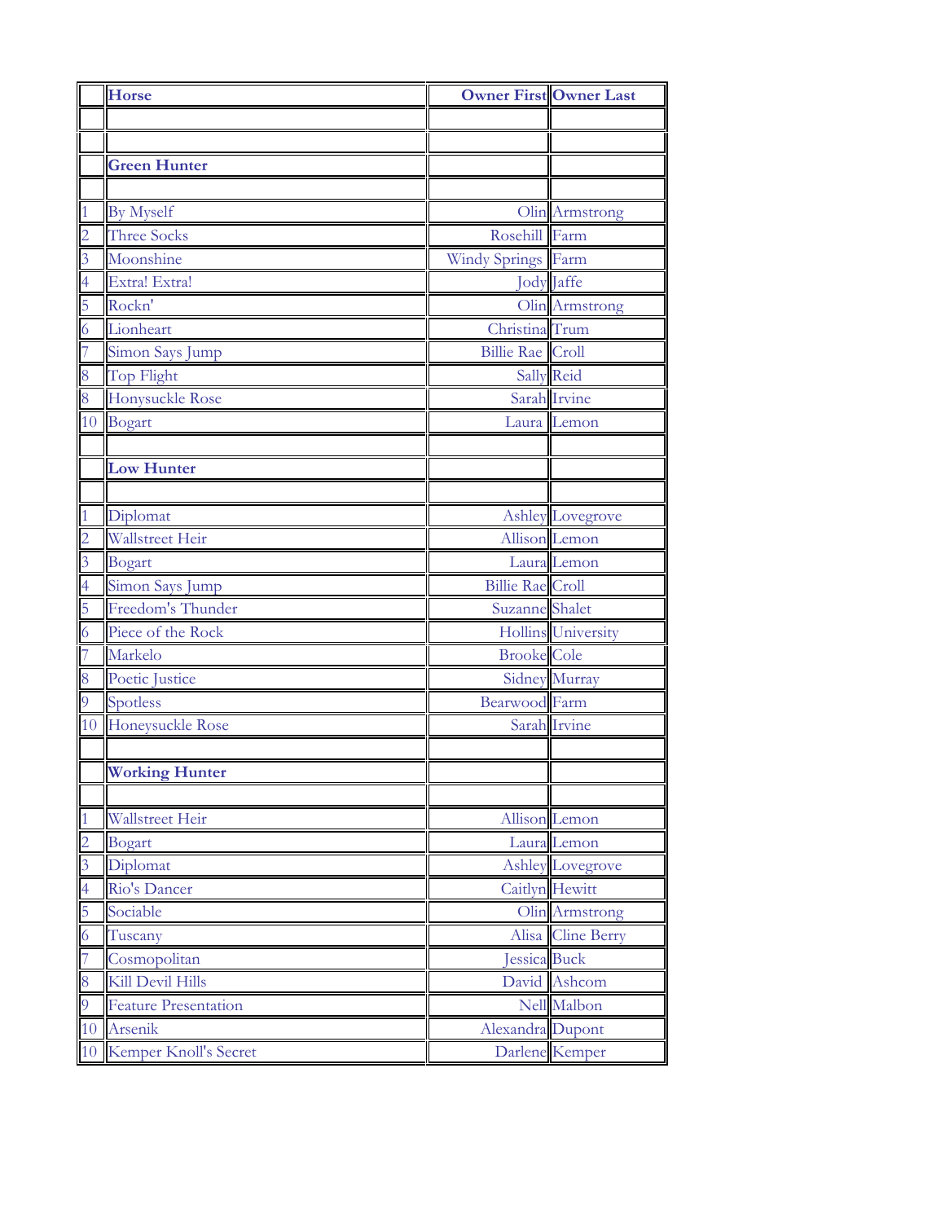| | Horse | Owner First | Owner Last |
|---|---|---|---|
| | | | |
| | | | |
| | **Green Hunter** | | |
| | | | |
| 1 | By Myself | Olin | Armstrong |
| 2 | Three Socks | Rosehill | Farm |
| 3 | Moonshine | Windy Springs | Farm |
| 4 | Extra! Extra! | Jody | Jaffe |
| 5 | Rockn' | Olin | Armstrong |
| 6 | Lionheart | Christina | Trum |
| 7 | Simon Says Jump | Billie Rae | Croll |
| 8 | Top Flight | Sally | Reid |
| 8 | Honysuckle Rose | Sarah | Irvine |
| 10 | Bogart | Laura | Lemon |
| | | | |
| | **Low Hunter** | | |
| | | | |
| 1 | Diplomat | Ashley | Lovegrove |
| 2 | Wallstreet Heir | Allison | Lemon |
| 3 | Bogart | Laura | Lemon |
| 4 | Simon Says Jump | Billie Rae | Croll |
| 5 | Freedom's Thunder | Suzanne | Shalet |
| 6 | Piece of the Rock | Hollins | University |
| 7 | Markelo | Brooke | Cole |
| 8 | Poetic Justice | Sidney | Murray |
| 9 | Spotless | Bearwood | Farm |
| 10 | Honeysuckle Rose | Sarah | Irvine |
| | | | |
| | **Working Hunter** | | |
| | | | |
| 1 | Wallstreet Heir | Allison | Lemon |
| 2 | Bogart | Laura | Lemon |
| 3 | Diplomat | Ashley | Lovegrove |
| 4 | Rio's Dancer | Caitlyn | Hewitt |
| 5 | Sociable | Olin | Armstrong |
| 6 | Tuscany | Alisa | Cline Berry |
| 7 | Cosmopolitan | Jessica | Buck |
| 8 | Kill Devil Hills | David | Ashcom |
| 9 | Feature Presentation | Nell | Malbon |
| 10 | Arsenik | Alexandra | Dupont |
| 10 | Kemper Knoll's Secret | Darlene | Kemper |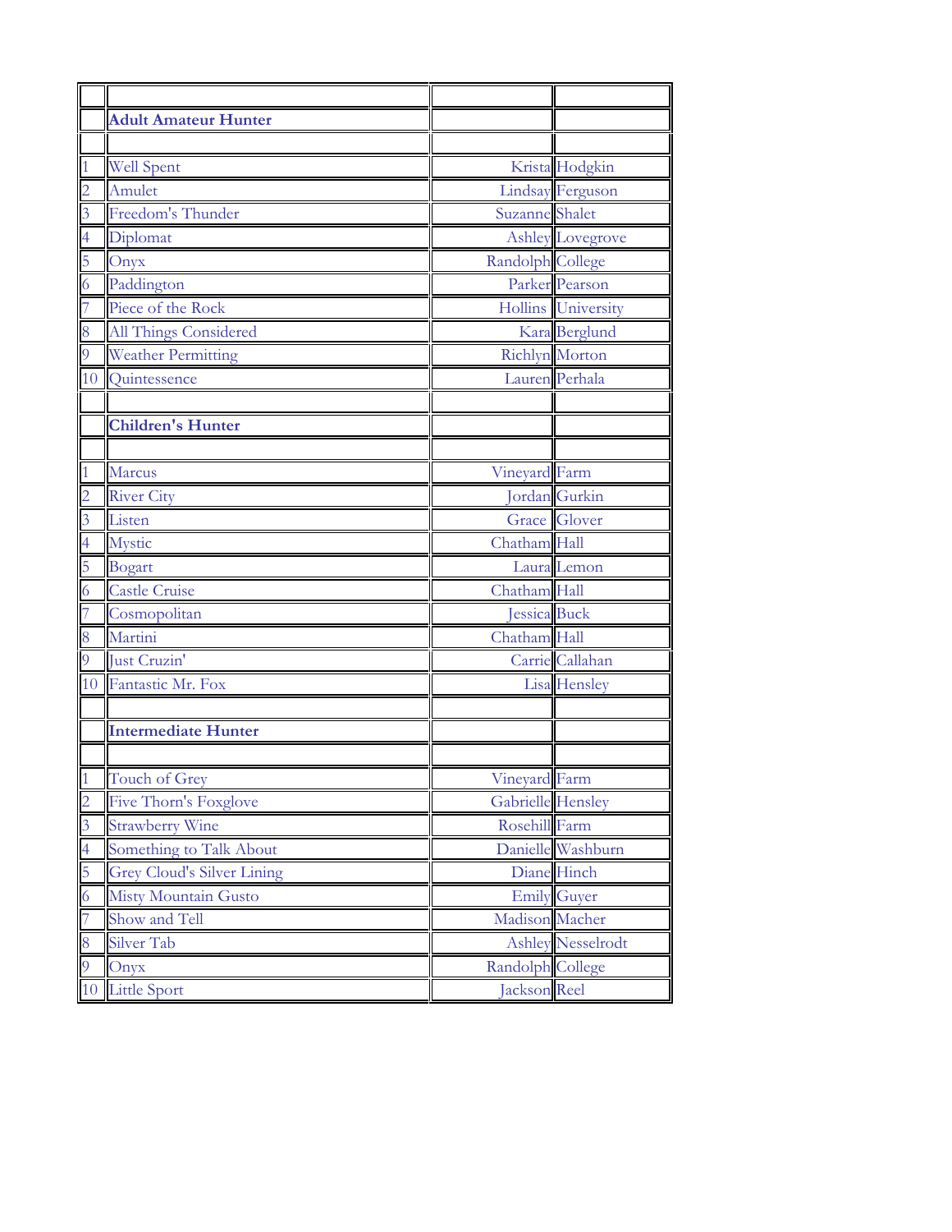| | | | |
|---|---|---|---|
| | **Adult Amateur Hunter** | | |
| | | | |
| 1 | Well Spent | Krista | Hodgkin |
| 2 | Amulet | Lindsay | Ferguson |
| 3 | Freedom's Thunder | Suzanne | Shalet |
| 4 | Diplomat | Ashley | Lovegrove |
| 5 | Onyx | Randolph | College |
| 6 | Paddington | Parker | Pearson |
| 7 | Piece of the Rock | Hollins | University |
| 8 | All Things Considered | Kara | Berglund |
| 9 | Weather Permitting | Richlyn | Morton |
| 10 | Quintessence | Lauren | Perhala |
| | | | |
| | **Children's Hunter** | | |
| | | | |
| 1 | Marcus | Vineyard | Farm |
| 2 | River City | Jordan | Gurkin |
| 3 | Listen | Grace | Glover |
| 4 | Mystic | Chatham | Hall |
| 5 | Bogart | Laura | Lemon |
| 6 | Castle Cruise | Chatham | Hall |
| 7 | Cosmopolitan | Jessica | Buck |
| 8 | Martini | Chatham | Hall |
| 9 | Just Cruzin' | Carrie | Callahan |
| 10 | Fantastic Mr. Fox | Lisa | Hensley |
| | | | |
| | **Intermediate Hunter** | | |
| | | | |
| 1 | Touch of Grey | Vineyard | Farm |
| 2 | Five Thorn's Foxglove | Gabrielle | Hensley |
| 3 | Strawberry Wine | Rosehill | Farm |
| 4 | Something to Talk About | Danielle | Washburn |
| 5 | Grey Cloud's Silver Lining | Diane | Hinch |
| 6 | Misty Mountain Gusto | Emily | Guyer |
| 7 | Show and Tell | Madison | Macher |
| 8 | Silver Tab | Ashley | Nesselrodt |
| 9 | Onyx | Randolph | College |
| 10 | Little Sport | Jackson | Reel |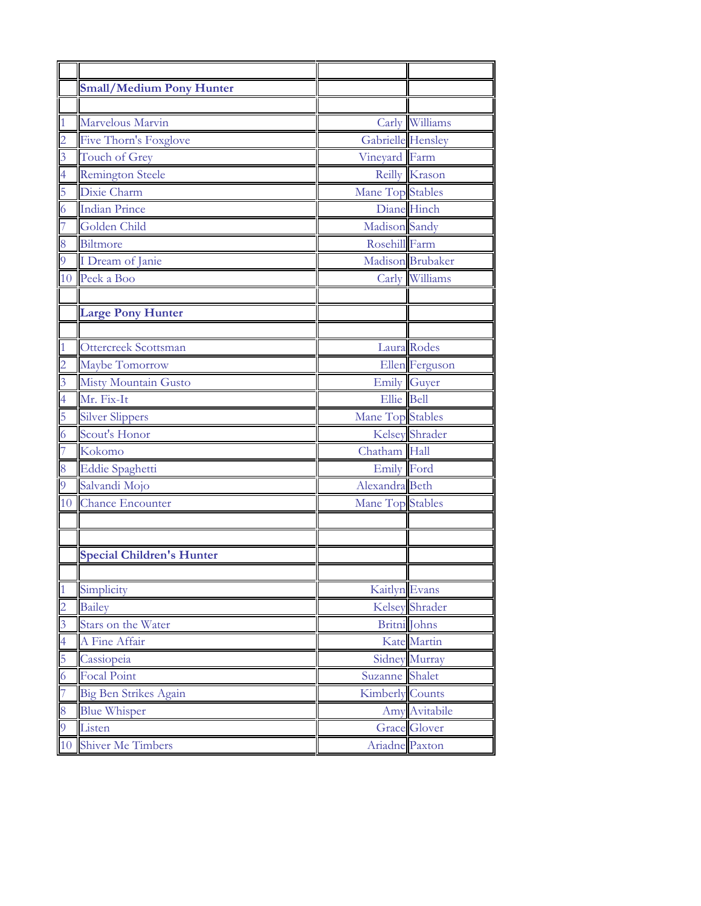## Small/Medium Pony Hunter

| | | | |
|---|---|---|---|
| 1 | Marvelous Marvin | Carly | Williams |
| 2 | Five Thorn's Foxglove | Gabrielle | Hensley |
| 3 | Touch of Grey | Vineyard | Farm |
| 4 | Remington Steele | Reilly | Krason |
| 5 | Dixie Charm | Mane Top | Stables |
| 6 | Indian Prince | Diane | Hinch |
| 7 | Golden Child | Madison | Sandy |
| 8 | Biltmore | Rosehill | Farm |
| 9 | I Dream of Janie | Madison | Brubaker |
| 10 | Peek a Boo | Carly | Williams |

## Large Pony Hunter

| | | | |
|---|---|---|---|
| 1 | Ottercreek Scottsman | Laura | Rodes |
| 2 | Maybe Tomorrow | Ellen | Ferguson |
| 3 | Misty Mountain Gusto | Emily | Guyer |
| 4 | Mr. Fix-It | Ellie | Bell |
| 5 | Silver Slippers | Mane Top | Stables |
| 6 | Scout's Honor | Kelsey | Shrader |
| 7 | Kokomo | Chatham | Hall |
| 8 | Eddie Spaghetti | Emily | Ford |
| 9 | Salvandi Mojo | Alexandra | Beth |
| 10 | Chance Encounter | Mane Top | Stables |

## Special Children's Hunter

| | | | |
|---|---|---|---|
| 1 | Simplicity | Kaitlyn | Evans |
| 2 | Bailey | Kelsey | Shrader |
| 3 | Stars on the Water | Britni | Johns |
| 4 | A Fine Affair | Kate | Martin |
| 5 | Cassiopeia | Sidney | Murray |
| 6 | Focal Point | Suzanne | Shalet |
| 7 | Big Ben Strikes Again | Kimberly | Counts |
| 8 | Blue Whisper | Amy | Avitabile |
| 9 | Listen | Grace | Glover |
| 10 | Shiver Me Timbers | Ariadne | Paxton |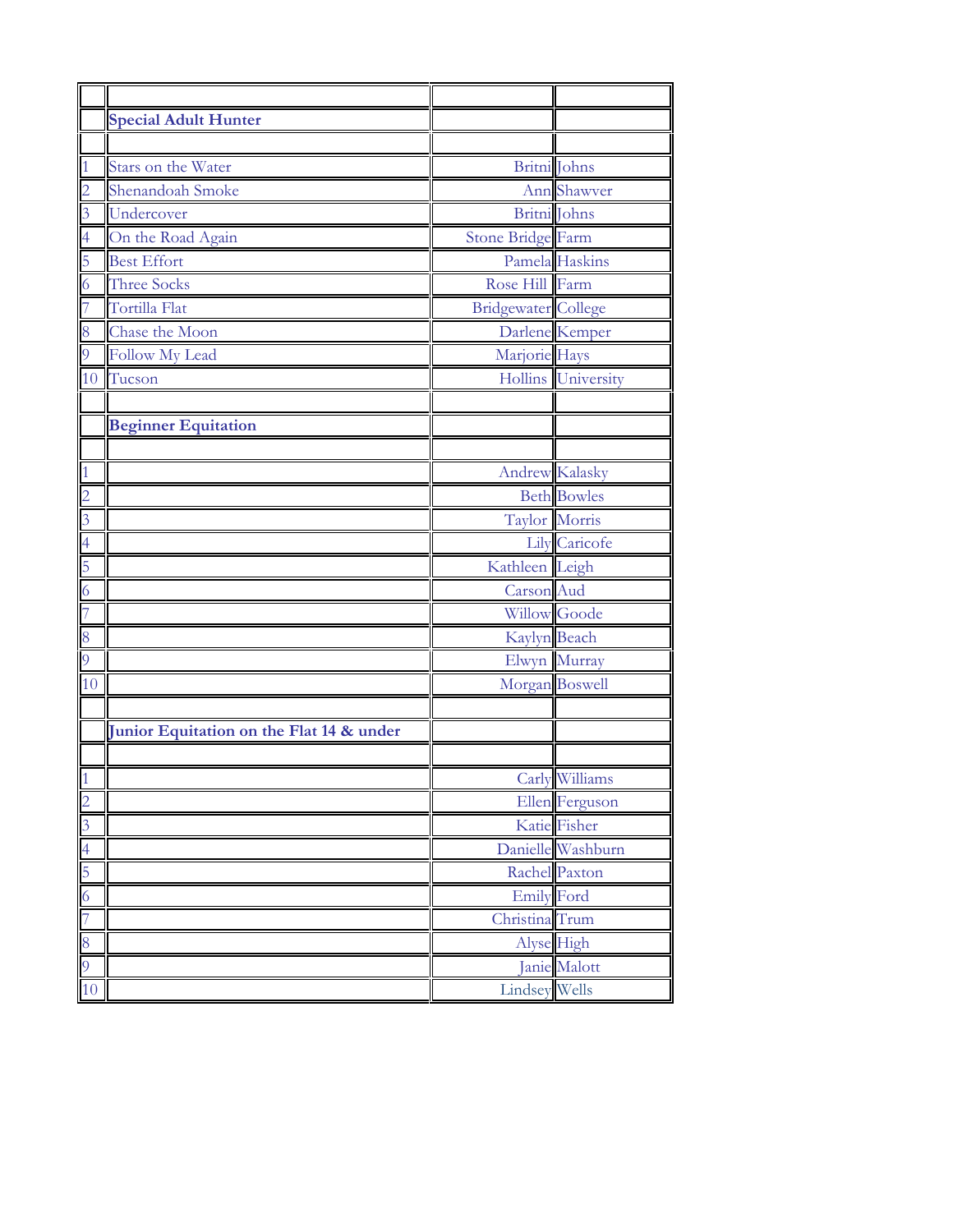| | | | |
|---|---|---|---|
| | **Special Adult Hunter** | | |
| | | | |
| 1 | Stars on the Water | Britni | Johns |
| 2 | Shenandoah Smoke | Ann | Shawver |
| 3 | Undercover | Britni | Johns |
| 4 | On the Road Again | Stone Bridge | Farm |
| 5 | Best Effort | Pamela | Haskins |
| 6 | Three Socks | Rose Hill | Farm |
| 7 | Tortilla Flat | Bridgewater | College |
| 8 | Chase the Moon | Darlene | Kemper |
| 9 | Follow My Lead | Marjorie | Hays |
| 10 | Tucson | Hollins | University |
| | | | |
| | **Beginner Equitation** | | |
| | | | |
| 1 | | Andrew | Kalasky |
| 2 | | Beth | Bowles |
| 3 | | Taylor | Morris |
| 4 | | Lily | Caricofe |
| 5 | | Kathleen | Leigh |
| 6 | | Carson | Aud |
| 7 | | Willow | Goode |
| 8 | | Kaylyn | Beach |
| 9 | | Elwyn | Murray |
| 10 | | Morgan | Boswell |
| | | | |
| | **Junior Equitation on the Flat 14 & under** | | |
| | | | |
| 1 | | Carly | Williams |
| 2 | | Ellen | Ferguson |
| 3 | | Katie | Fisher |
| 4 | | Danielle | Washburn |
| 5 | | Rachel | Paxton |
| 6 | | Emily | Ford |
| 7 | | Christina | Trum |
| 8 | | Alyse | High |
| 9 | | Janie | Malott |
| 10 | | Lindsey | Wells |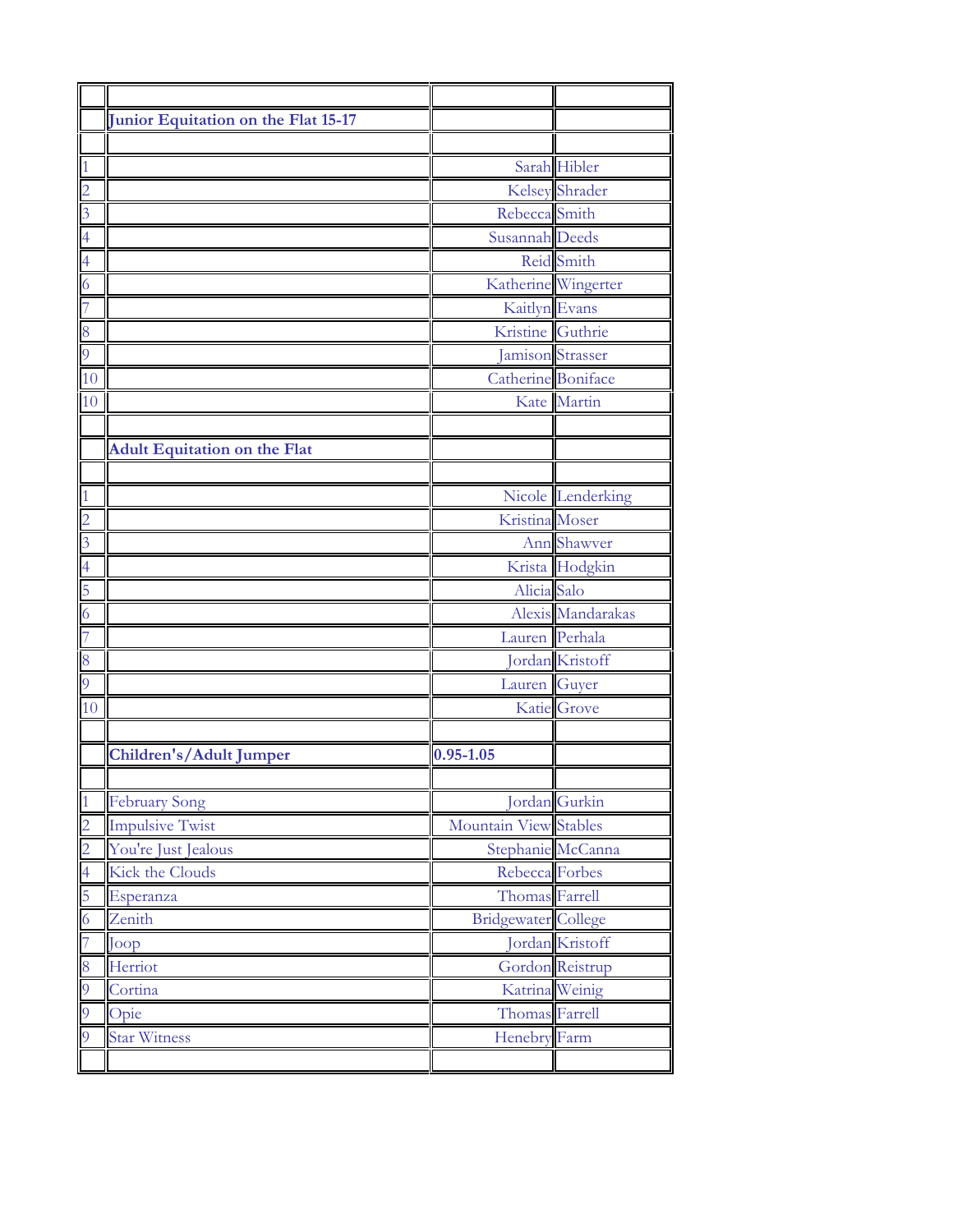| | | | |
|---|---|---|---|
| | **Junior Equitation on the Flat 15-17** | | |
| | | | |
| 1 | | Sarah | Hibler |
| 2 | | Kelsey | Shrader |
| 3 | | Rebecca | Smith |
| 4 | | Susannah | Deeds |
| 4 | | Reid | Smith |
| 6 | | Katherine | Wingerter |
| 7 | | Kaitlyn | Evans |
| 8 | | Kristine | Guthrie |
| 9 | | Jamison | Strasser |
| 10 | | Catherine | Boniface |
| 10 | | Kate | Martin |
| | | | |
| | **Adult Equitation on the Flat** | | |
| | | | |
| 1 | | Nicole | Lenderking |
| 2 | | Kristina | Moser |
| 3 | | Ann | Shawver |
| 4 | | Krista | Hodgkin |
| 5 | | Alicia | Salo |
| 6 | | Alexis | Mandarakas |
| 7 | | Lauren | Perhala |
| 8 | | Jordan | Kristoff |
| 9 | | Lauren | Guyer |
| 10 | | Katie | Grove |
| | | | |
| | **Children's/Adult Jumper** | **0.95-1.05** | |
| | | | |
| 1 | February Song | Jordan | Gurkin |
| 2 | Impulsive Twist | Mountain View | Stables |
| 2 | You're Just Jealous | Stephanie | McCanna |
| 4 | Kick the Clouds | Rebecca | Forbes |
| 5 | Esperanza | Thomas | Farrell |
| 6 | Zenith | Bridgewater | College |
| 7 | Joop | Jordan | Kristoff |
| 8 | Herriot | Gordon | Reistrup |
| 9 | Cortina | Katrina | Weinig |
| 9 | Opie | Thomas | Farrell |
| 9 | Star Witness | Henebry | Farm |
| | | | |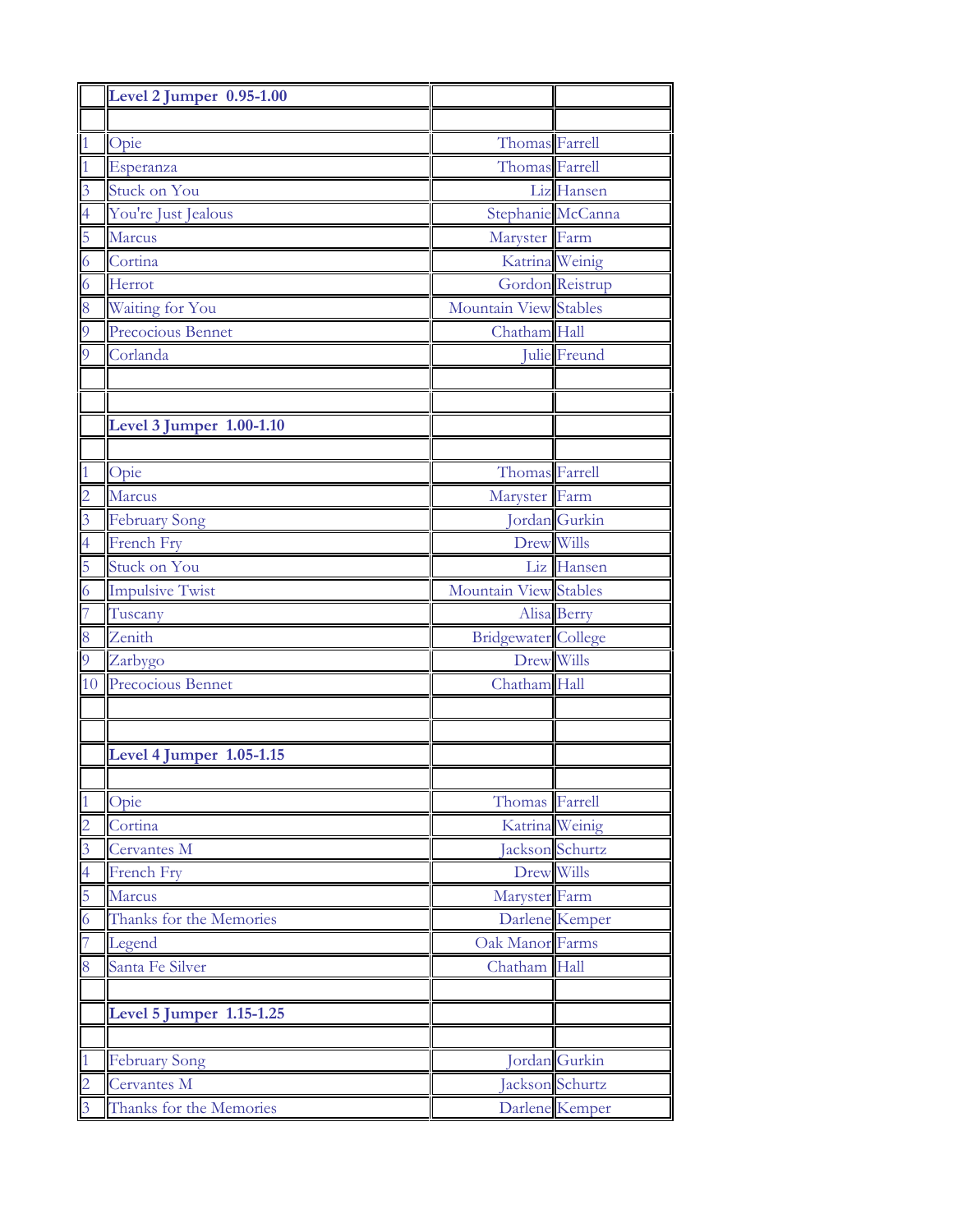| | | | |
|---|---|---|---|
| | **Level 2 Jumper 0.95-1.00** | | |
| | | | |
| 1 | Opie | Thomas | Farrell |
| 1 | Esperanza | Thomas | Farrell |
| 3 | Stuck on You | Liz | Hansen |
| 4 | You're Just Jealous | Stephanie | McCanna |
| 5 | Marcus | Maryster | Farm |
| 6 | Cortina | Katrina | Weinig |
| 6 | Herrot | Gordon | Reistrup |
| 8 | Waiting for You | Mountain View | Stables |
| 9 | Precocious Bennet | Chatham | Hall |
| 9 | Corlanda | Julie | Freund |
| | | | |
| | | | |
| | **Level 3 Jumper 1.00-1.10** | | |
| | | | |
| 1 | Opie | Thomas | Farrell |
| 2 | Marcus | Maryster | Farm |
| 3 | February Song | Jordan | Gurkin |
| 4 | French Fry | Drew | Wills |
| 5 | Stuck on You | Liz | Hansen |
| 6 | Impulsive Twist | Mountain View | Stables |
| 7 | Tuscany | Alisa | Berry |
| 8 | Zenith | Bridgewater | College |
| 9 | Zarbygo | Drew | Wills |
| 10 | Precocious Bennet | Chatham | Hall |
| | | | |
| | | | |
| | **Level 4 Jumper 1.05-1.15** | | |
| | | | |
| 1 | Opie | Thomas | Farrell |
| 2 | Cortina | Katrina | Weinig |
| 3 | Cervantes M | Jackson | Schurtz |
| 4 | French Fry | Drew | Wills |
| 5 | Marcus | Maryster | Farm |
| 6 | Thanks for the Memories | Darlene | Kemper |
| 7 | Legend | Oak Manor | Farms |
| 8 | Santa Fe Silver | Chatham | Hall |
| | | | |
| | **Level 5 Jumper 1.15-1.25** | | |
| | | | |
| 1 | February Song | Jordan | Gurkin |
| 2 | Cervantes M | Jackson | Schurtz |
| 3 | Thanks for the Memories | Darlene | Kemper |